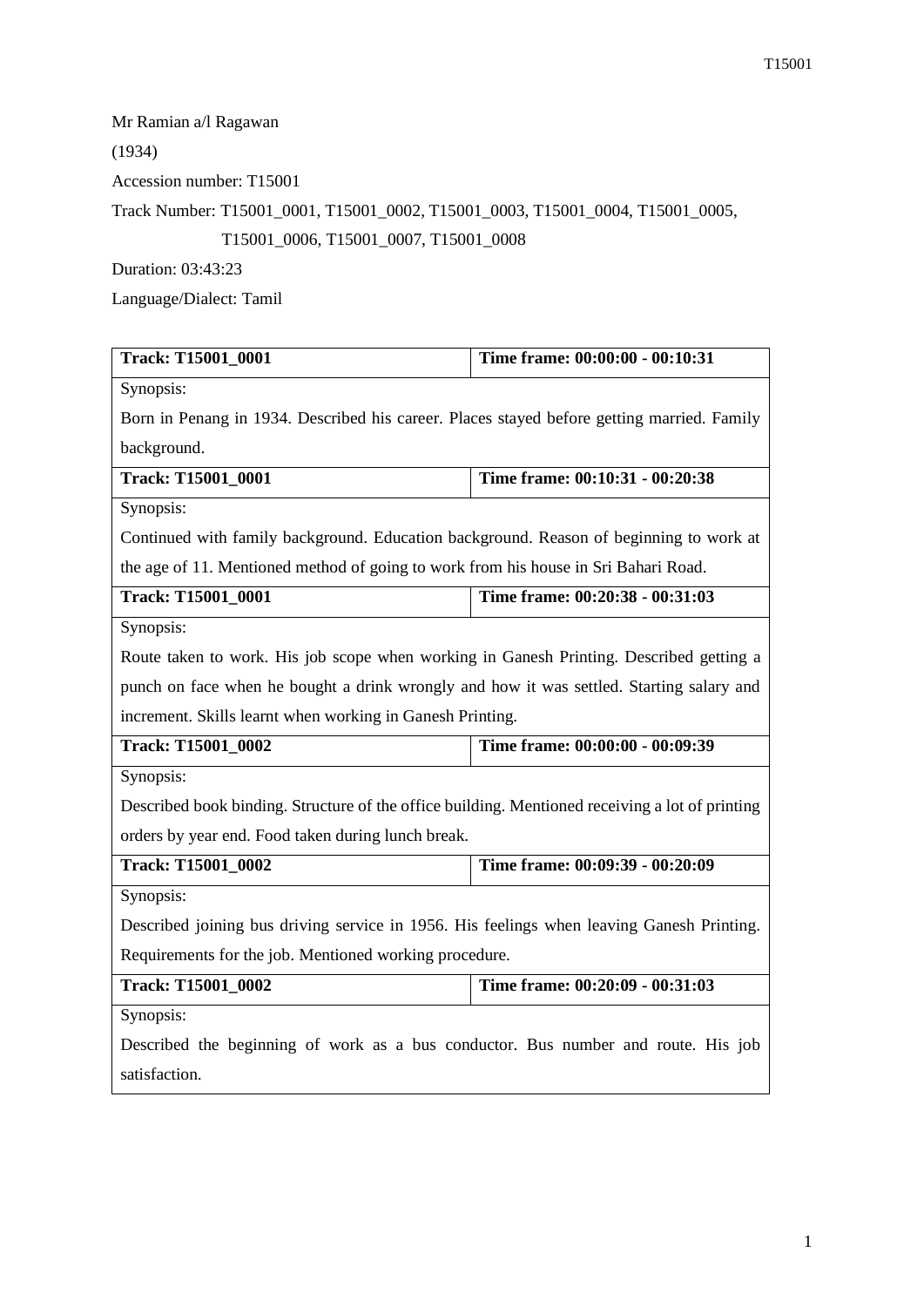Mr Ramian a/l Ragawan

(1934)

Accession number: T15001

Track Number: T15001_0001, T15001_0002, T15001_0003, T15001_0004, T15001_0005, T15001_0006, T15001_0007, T15001_0008

Duration: 03:43:23

Language/Dialect: Tamil

| **Track: T15001_0001** | **Time frame: 00:00:00 - 00:10:31** |
|---|---|
| Synopsis: Born in Penang in 1934. Described his career. Places stayed before getting married. Family background. | |
| **Track: T15001_0001** | **Time frame: 00:10:31 - 00:20:38** |
| Synopsis: Continued with family background. Education background. Reason of beginning to work at the age of 11. Mentioned method of going to work from his house in Sri Bahari Road. | |
| **Track: T15001_0001** | **Time frame: 00:20:38 - 00:31:03** |
| Synopsis: Route taken to work. His job scope when working in Ganesh Printing. Described getting a punch on face when he bought a drink wrongly and how it was settled. Starting salary and increment. Skills learnt when working in Ganesh Printing. | |
| **Track: T15001_0002** | **Time frame: 00:00:00 - 00:09:39** |
| Synopsis: Described book binding. Structure of the office building. Mentioned receiving a lot of printing orders by year end. Food taken during lunch break. | |
| **Track: T15001_0002** | **Time frame: 00:09:39 - 00:20:09** |
| Synopsis: Described joining bus driving service in 1956. His feelings when leaving Ganesh Printing. Requirements for the job. Mentioned working procedure. | |
| **Track: T15001_0002** | **Time frame: 00:20:09 - 00:31:03** |
| Synopsis: Described the beginning of work as a bus conductor. Bus number and route. His job satisfaction. | |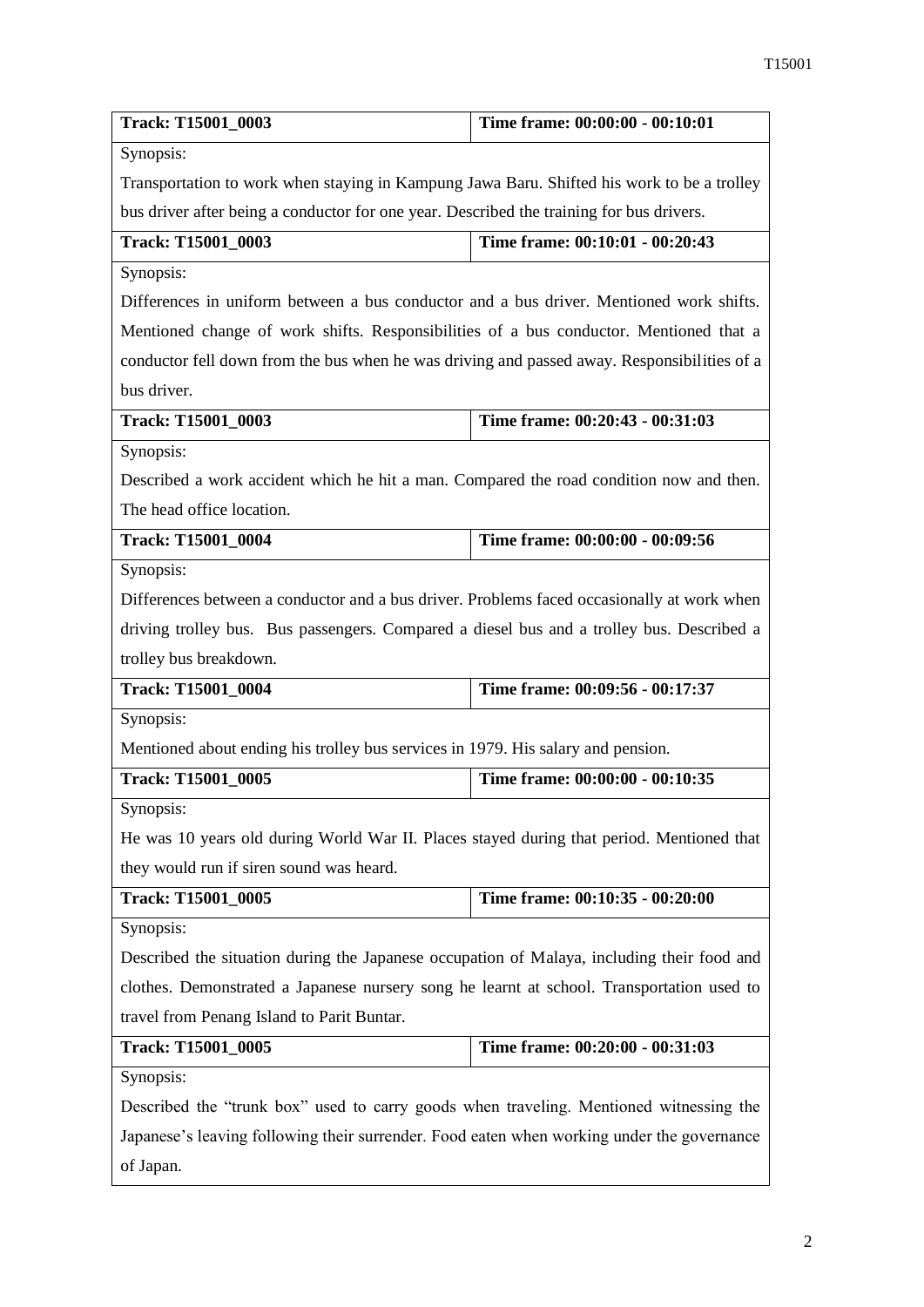| Track: T15001_0003 | Time frame: 00:00:00 - 00:10:01 |
|---|---|
| Synopsis: | |
| Transportation to work when staying in Kampung Jawa Baru. Shifted his work to be a trolley bus driver after being a conductor for one year. Described the training for bus drivers. | |
| **Track: T15001_0003** | **Time frame: 00:10:01 - 00:20:43** |
| Synopsis: | |
| Differences in uniform between a bus conductor and a bus driver. Mentioned work shifts. Mentioned change of work shifts. Responsibilities of a bus conductor. Mentioned that a conductor fell down from the bus when he was driving and passed away. Responsibilities of a bus driver. | |
| **Track: T15001_0003** | **Time frame: 00:20:43 - 00:31:03** |
| Synopsis: | |
| Described a work accident which he hit a man. Compared the road condition now and then. The head office location. | |
| **Track: T15001_0004** | **Time frame: 00:00:00 - 00:09:56** |
| Synopsis: | |
| Differences between a conductor and a bus driver. Problems faced occasionally at work when driving trolley bus. Bus passengers. Compared a diesel bus and a trolley bus. Described a trolley bus breakdown. | |
| **Track: T15001_0004** | **Time frame: 00:09:56 - 00:17:37** |
| Synopsis: | |
| Mentioned about ending his trolley bus services in 1979. His salary and pension. | |
| **Track: T15001_0005** | **Time frame: 00:00:00 - 00:10:35** |
| Synopsis: | |
| He was 10 years old during World War II. Places stayed during that period. Mentioned that they would run if siren sound was heard. | |
| **Track: T15001_0005** | **Time frame: 00:10:35 - 00:20:00** |
| Synopsis: | |
| Described the situation during the Japanese occupation of Malaya, including their food and clothes. Demonstrated a Japanese nursery song he learnt at school. Transportation used to travel from Penang Island to Parit Buntar. | |
| **Track: T15001_0005** | **Time frame: 00:20:00 - 00:31:03** |
| Synopsis: | |
| Described the "trunk box" used to carry goods when traveling. Mentioned witnessing the Japanese's leaving following their surrender. Food eaten when working under the governance of Japan. | |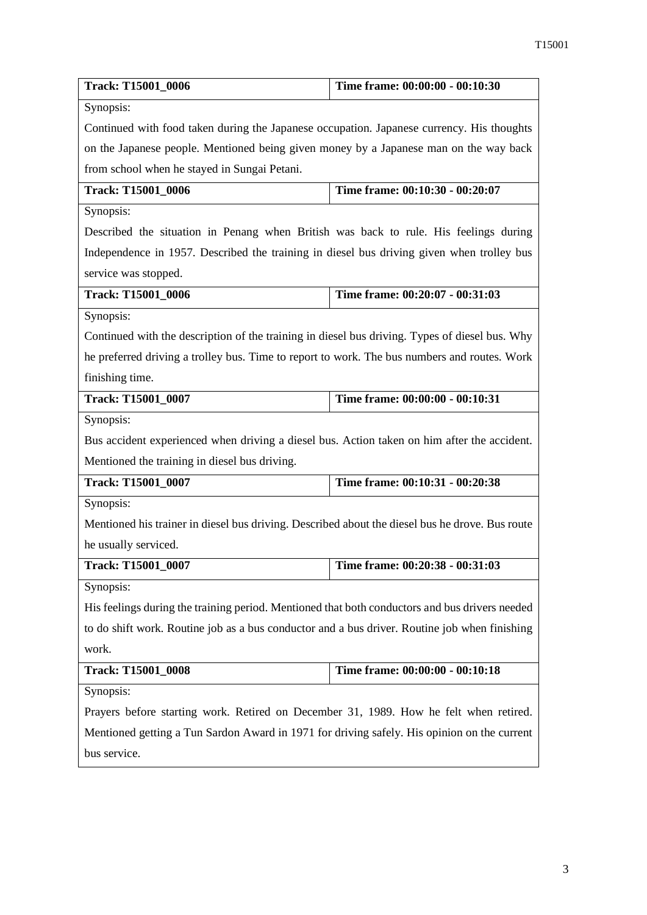| Track: T15001_0006 | Time frame: 00:00:00 - 00:10:30 |
| --- | --- |
| Synopsis: | |
| Continued with food taken during the Japanese occupation. Japanese currency. His thoughts on the Japanese people. Mentioned being given money by a Japanese man on the way back from school when he stayed in Sungai Petani. | |
| **Track: T15001_0006** | **Time frame: 00:10:30 - 00:20:07** |
| Synopsis: | |
| Described the situation in Penang when British was back to rule. His feelings during Independence in 1957. Described the training in diesel bus driving given when trolley bus service was stopped. | |
| **Track: T15001_0006** | **Time frame: 00:20:07 - 00:31:03** |
| Synopsis: | |
| Continued with the description of the training in diesel bus driving. Types of diesel bus. Why he preferred driving a trolley bus. Time to report to work. The bus numbers and routes. Work finishing time. | |
| **Track: T15001_0007** | **Time frame: 00:00:00 - 00:10:31** |
| Synopsis: | |
| Bus accident experienced when driving a diesel bus. Action taken on him after the accident. Mentioned the training in diesel bus driving. | |
| **Track: T15001_0007** | **Time frame: 00:10:31 - 00:20:38** |
| Synopsis: | |
| Mentioned his trainer in diesel bus driving. Described about the diesel bus he drove. Bus route he usually serviced. | |
| **Track: T15001_0007** | **Time frame: 00:20:38 - 00:31:03** |
| Synopsis: | |
| His feelings during the training period. Mentioned that both conductors and bus drivers needed to do shift work. Routine job as a bus conductor and a bus driver. Routine job when finishing work. | |
| **Track: T15001_0008** | **Time frame: 00:00:00 - 00:10:18** |
| Synopsis: | |
| Prayers before starting work. Retired on December 31, 1989. How he felt when retired. Mentioned getting a Tun Sardon Award in 1971 for driving safely. His opinion on the current bus service. | |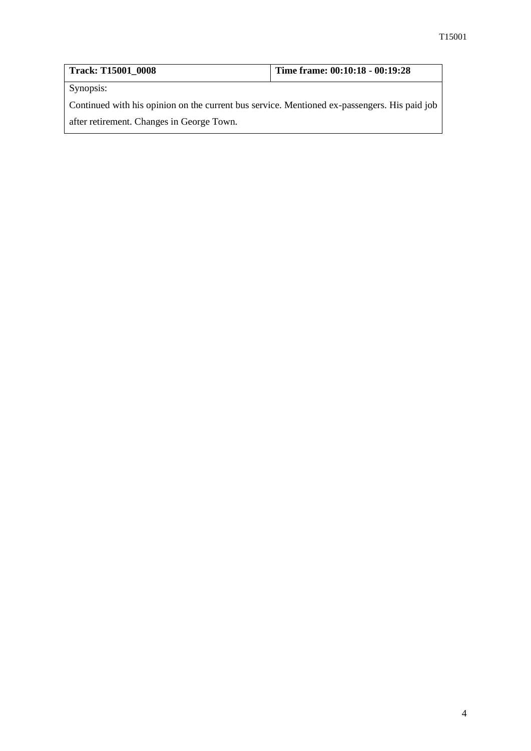| **Track: T15001_0008** | **Time frame: 00:10:18 - 00:19:28** |
| --- | --- |
| Synopsis: | |
| Continued with his opinion on the current bus service. Mentioned ex-passengers. His paid job after retirement. Changes in George Town. | |